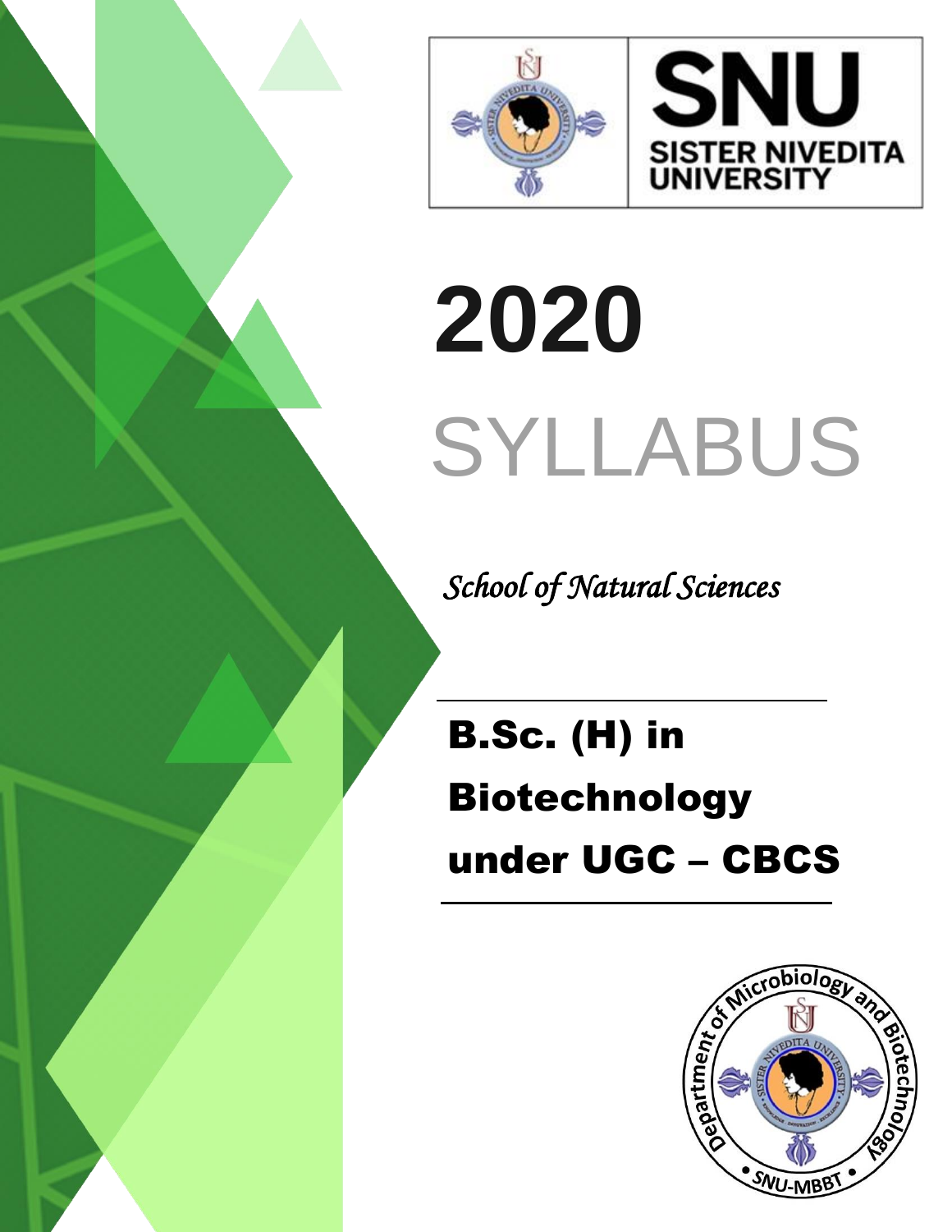SNU

SISTER NIVEDITA UNIVERSITY

# 2020

# SYLLABUS

*School of Natural Sciences*

## B.Sc. (H) in Biotechnology under UGC – CBCS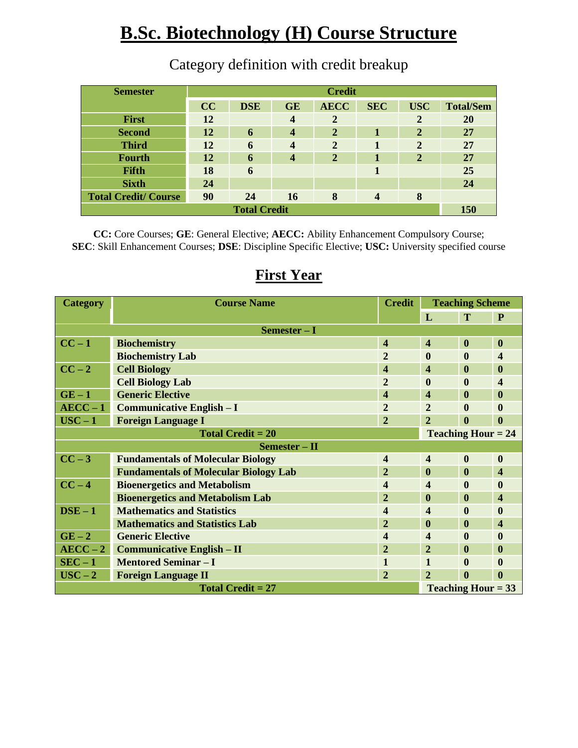# B.Sc. Biotechnology (H) Course Structure

Category definition with credit breakup

| Semester | Credit | | | | | | |
|---|---|---|---|---|---|---|---|
| | CC | DSE | GE | AECC | SEC | USC | Total/Sem |
| First | 12 | | 4 | 2 | | 2 | 20 |
| Second | 12 | 6 | 4 | 2 | 1 | 2 | 27 |
| Third | 12 | 6 | 4 | 2 | 1 | 2 | 27 |
| Fourth | 12 | 6 | 4 | 2 | 1 | 2 | 27 |
| Fifth | 18 | 6 | | | 1 | | 25 |
| Sixth | 24 | | | | | | 24 |
| Total Credit/ Course | 90 | 24 | 16 | 8 | 4 | 8 | |
| Total Credit | | | | | | | 150 |

**CC:** Core Courses; **GE**: General Elective; **AECC:** Ability Enhancement Compulsory Course; **SEC**: Skill Enhancement Courses; **DSE**: Discipline Specific Elective; **USC:** University specified course

## First Year

| Category | Course Name | Credit | Teaching Scheme | | |
|---|---|---|---|---|---|
| | | | L | T | P |
| **Semester – I** | | | | | |
| CC – 1 | Biochemistry | 4 | 4 | 0 | 0 |
| | Biochemistry Lab | 2 | 0 | 0 | 4 |
| CC – 2 | Cell Biology | 4 | 4 | 0 | 0 |
| | Cell Biology Lab | 2 | 0 | 0 | 4 |
| GE – 1 | Generic Elective | 4 | 4 | 0 | 0 |
| AECC – 1 | Communicative English – I | 2 | 2 | 0 | 0 |
| USC – 1 | Foreign Language I | 2 | 2 | 0 | 0 |
| Total Credit = 20 | | | Teaching Hour = 24 | | |
| **Semester – II** | | | | | |
| CC – 3 | Fundamentals of Molecular Biology | 4 | 4 | 0 | 0 |
| | Fundamentals of Molecular Biology Lab | 2 | 0 | 0 | 4 |
| CC – 4 | Bioenergetics and Metabolism | 4 | 4 | 0 | 0 |
| | Bioenergetics and Metabolism Lab | 2 | 0 | 0 | 4 |
| DSE – 1 | Mathematics and Statistics | 4 | 4 | 0 | 0 |
| | Mathematics and Statistics Lab | 2 | 0 | 0 | 4 |
| GE – 2 | Generic Elective | 4 | 4 | 0 | 0 |
| AECC – 2 | Communicative English – II | 2 | 2 | 0 | 0 |
| SEC – 1 | Mentored Seminar – I | 1 | 1 | 0 | 0 |
| USC – 2 | Foreign Language II | 2 | 2 | 0 | 0 |
| Total Credit = 27 | | | Teaching Hour = 33 | | |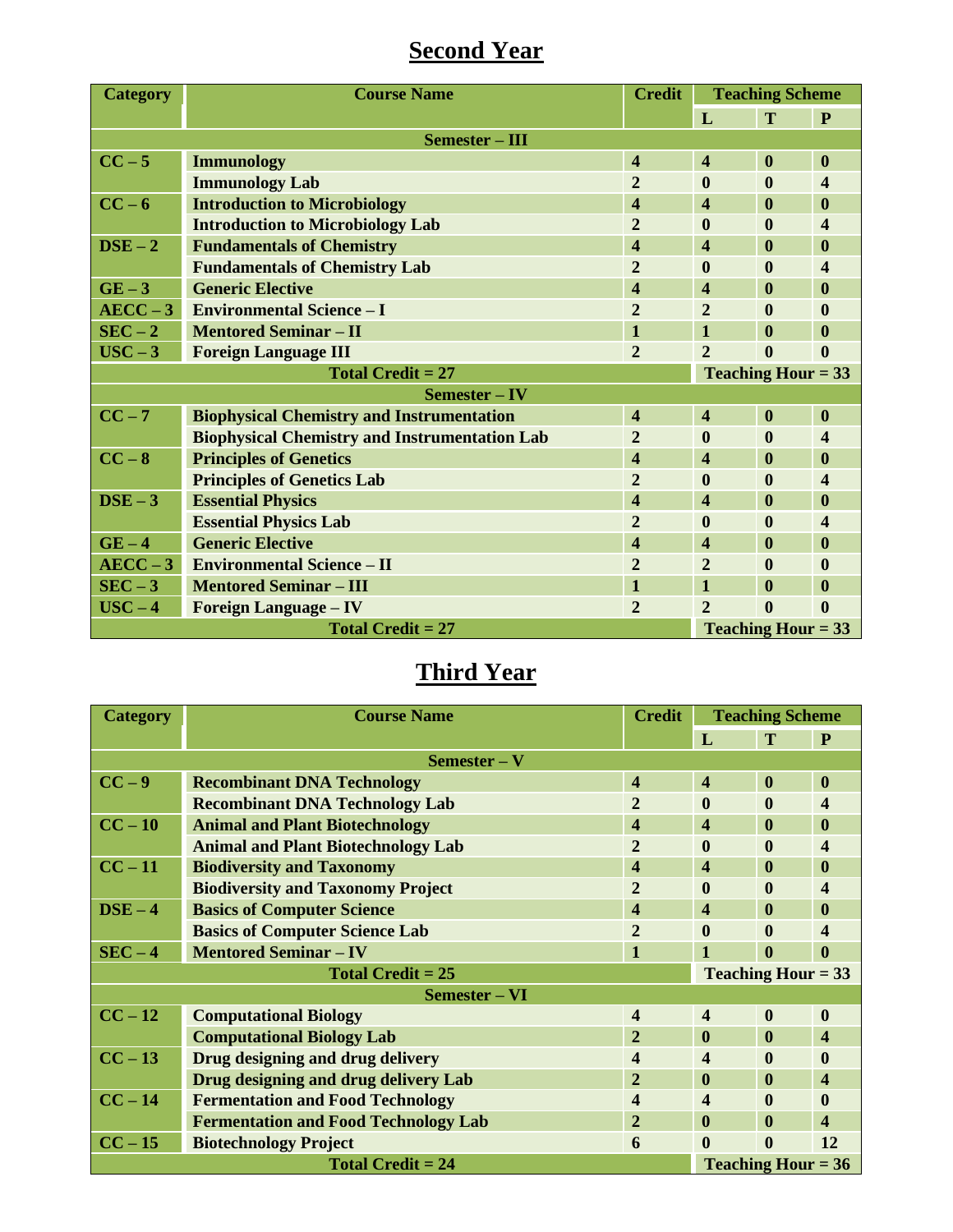# Second Year

| Category | Course Name | Credit | Teaching Scheme | | |
|---|---|---|---|---|---|
| | | | L | T | P |
| **Semester – III** | | | | | |
| **CC – 5** | **Immunology** | **4** | **4** | **0** | **0** |
| | **Immunology Lab** | **2** | **0** | **0** | **4** |
| **CC – 6** | **Introduction to Microbiology** | **4** | **4** | **0** | **0** |
| | **Introduction to Microbiology Lab** | **2** | **0** | **0** | **4** |
| **DSE – 2** | **Fundamentals of Chemistry** | **4** | **4** | **0** | **0** |
| | **Fundamentals of Chemistry Lab** | **2** | **0** | **0** | **4** |
| **GE – 3** | **Generic Elective** | **4** | **4** | **0** | **0** |
| **AECC – 3** | **Environmental Science – I** | **2** | **2** | **0** | **0** |
| **SEC – 2** | **Mentored Seminar – II** | **1** | **1** | **0** | **0** |
| **USC – 3** | **Foreign Language III** | **2** | **2** | **0** | **0** |
| **Total Credit = 27** | | | **Teaching Hour = 33** | | |
| **Semester – IV** | | | | | |
| **CC – 7** | **Biophysical Chemistry and Instrumentation** | **4** | **4** | **0** | **0** |
| | **Biophysical Chemistry and Instrumentation Lab** | **2** | **0** | **0** | **4** |
| **CC – 8** | **Principles of Genetics** | **4** | **4** | **0** | **0** |
| | **Principles of Genetics Lab** | **2** | **0** | **0** | **4** |
| **DSE – 3** | **Essential Physics** | **4** | **4** | **0** | **0** |
| | **Essential Physics Lab** | **2** | **0** | **0** | **4** |
| **GE – 4** | **Generic Elective** | **4** | **4** | **0** | **0** |
| **AECC – 3** | **Environmental Science – II** | **2** | **2** | **0** | **0** |
| **SEC – 3** | **Mentored Seminar – III** | **1** | **1** | **0** | **0** |
| **USC – 4** | **Foreign Language – IV** | **2** | **2** | **0** | **0** |
| **Total Credit = 27** | | | **Teaching Hour = 33** | | |

# Third Year

| Category | Course Name | Credit | Teaching Scheme | | |
|---|---|---|---|---|---|
| | | | L | T | P |
| **Semester – V** | | | | | |
| **CC – 9** | **Recombinant DNA Technology** | **4** | **4** | **0** | **0** |
| | **Recombinant DNA Technology Lab** | **2** | **0** | **0** | **4** |
| **CC – 10** | **Animal and Plant Biotechnology** | **4** | **4** | **0** | **0** |
| | **Animal and Plant Biotechnology Lab** | **2** | **0** | **0** | **4** |
| **CC – 11** | **Biodiversity and Taxonomy** | **4** | **4** | **0** | **0** |
| | **Biodiversity and Taxonomy Project** | **2** | **0** | **0** | **4** |
| **DSE – 4** | **Basics of Computer Science** | **4** | **4** | **0** | **0** |
| | **Basics of Computer Science Lab** | **2** | **0** | **0** | **4** |
| **SEC – 4** | **Mentored Seminar – IV** | **1** | **1** | **0** | **0** |
| **Total Credit = 25** | | | **Teaching Hour = 33** | | |
| **Semester – VI** | | | | | |
| **CC – 12** | **Computational Biology** | **4** | **4** | **0** | **0** |
| | **Computational Biology Lab** | **2** | **0** | **0** | **4** |
| **CC – 13** | **Drug designing and drug delivery** | **4** | **4** | **0** | **0** |
| | **Drug designing and drug delivery Lab** | **2** | **0** | **0** | **4** |
| **CC – 14** | **Fermentation and Food Technology** | **4** | **4** | **0** | **0** |
| | **Fermentation and Food Technology Lab** | **2** | **0** | **0** | **4** |
| **CC – 15** | **Biotechnology Project** | **6** | **0** | **0** | **12** |
| **Total Credit = 24** | | | **Teaching Hour = 36** | | |